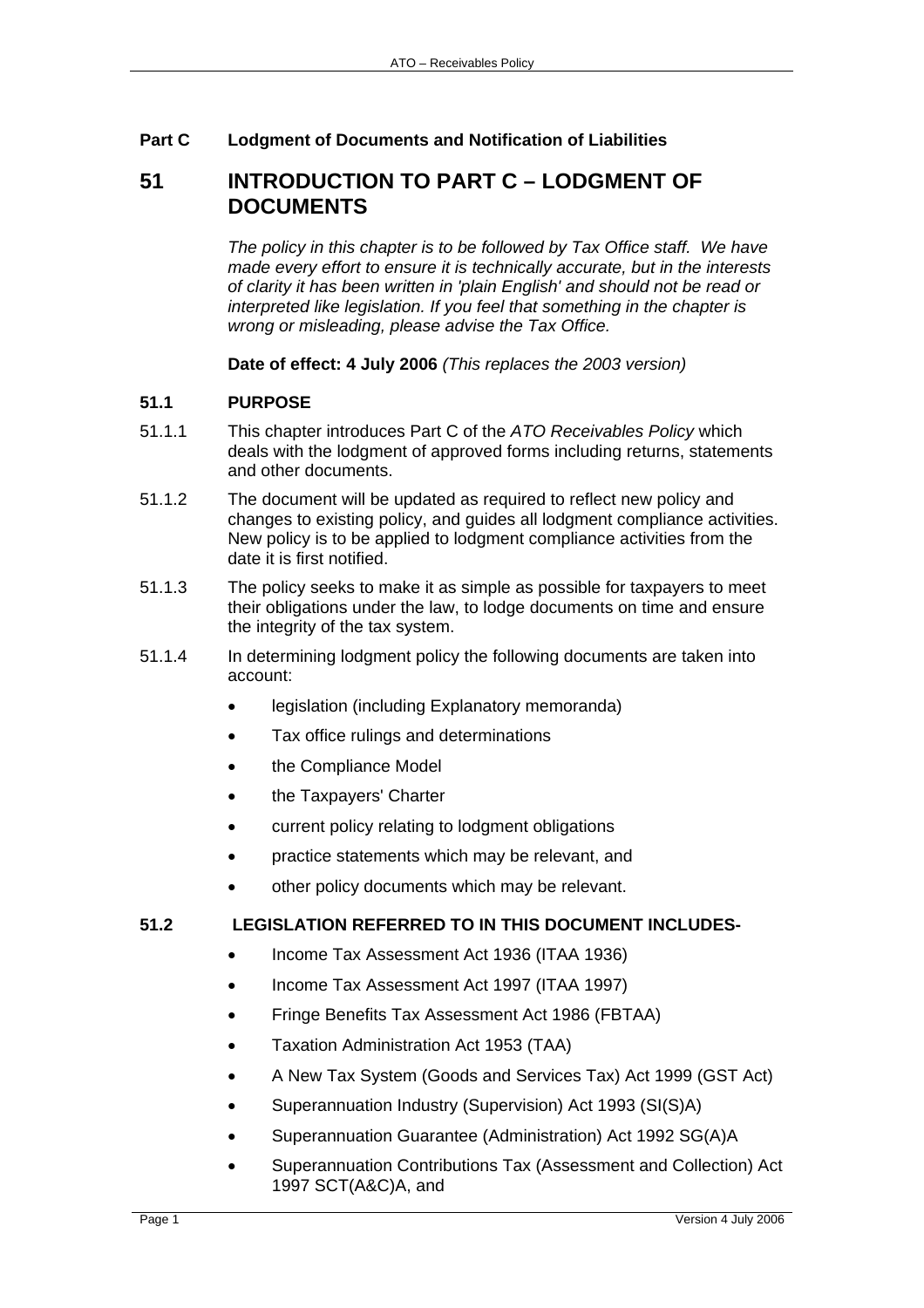**Part C Lodgment of Documents and Notification of Liabilities**

# 51 INTRODUCTION TO PART C – LODGMENT OF DOCUMENTS

*The policy in this chapter is to be followed by Tax Office staff. We have made every effort to ensure it is technically accurate, but in the interests of clarity it has been written in 'plain English' and should not be read or interpreted like legislation. If you feel that something in the chapter is wrong or misleading, please advise the Tax Office.*

**Date of effect: 4 July 2006** *(This replaces the 2003 version)*

## 51.1 PURPOSE

51.1.1 This chapter introduces Part C of the *ATO Receivables Policy* which deals with the lodgment of approved forms including returns, statements and other documents.

51.1.2 The document will be updated as required to reflect new policy and changes to existing policy, and guides all lodgment compliance activities. New policy is to be applied to lodgment compliance activities from the date it is first notified.

51.1.3 The policy seeks to make it as simple as possible for taxpayers to meet their obligations under the law, to lodge documents on time and ensure the integrity of the tax system.

51.1.4 In determining lodgment policy the following documents are taken into account:

- legislation (including Explanatory memoranda)
- Tax office rulings and determinations
- the Compliance Model
- the Taxpayers' Charter
- current policy relating to lodgment obligations
- practice statements which may be relevant, and
- other policy documents which may be relevant.

## 51.2 LEGISLATION REFERRED TO IN THIS DOCUMENT INCLUDES-

- Income Tax Assessment Act 1936 (ITAA 1936)
- Income Tax Assessment Act 1997 (ITAA 1997)
- Fringe Benefits Tax Assessment Act 1986 (FBTAA)
- Taxation Administration Act 1953 (TAA)
- A New Tax System (Goods and Services Tax) Act 1999 (GST Act)
- Superannuation Industry (Supervision) Act 1993 (SI(S)A)
- Superannuation Guarantee (Administration) Act 1992 SG(A)A
- Superannuation Contributions Tax (Assessment and Collection) Act 1997 SCT(A&C)A, and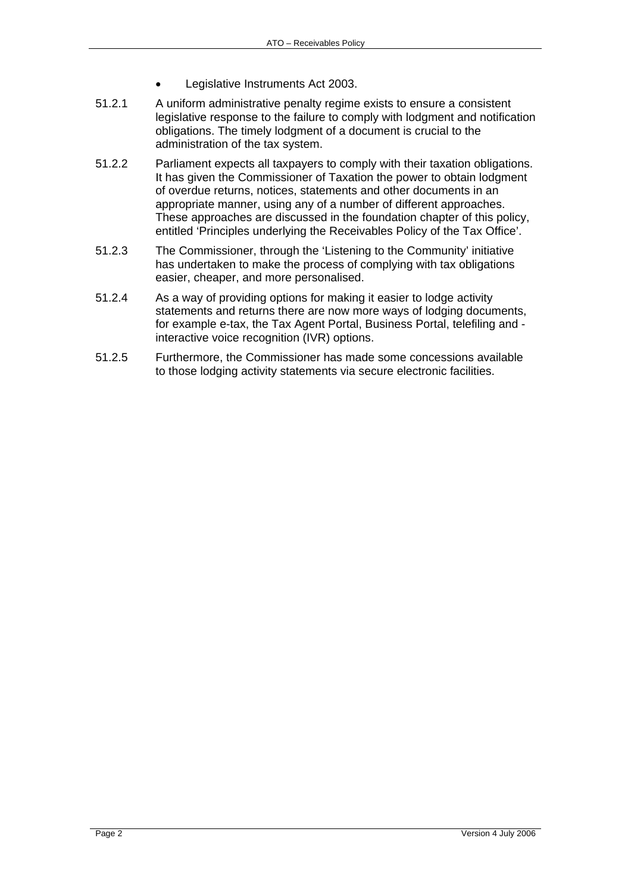- Legislative Instruments Act 2003.

51.2.1 A uniform administrative penalty regime exists to ensure a consistent legislative response to the failure to comply with lodgment and notification obligations. The timely lodgment of a document is crucial to the administration of the tax system.

51.2.2 Parliament expects all taxpayers to comply with their taxation obligations. It has given the Commissioner of Taxation the power to obtain lodgment of overdue returns, notices, statements and other documents in an appropriate manner, using any of a number of different approaches. These approaches are discussed in the foundation chapter of this policy, entitled 'Principles underlying the Receivables Policy of the Tax Office'.

51.2.3 The Commissioner, through the 'Listening to the Community' initiative has undertaken to make the process of complying with tax obligations easier, cheaper, and more personalised.

51.2.4 As a way of providing options for making it easier to lodge activity statements and returns there are now more ways of lodging documents, for example e-tax, the Tax Agent Portal, Business Portal, telefiling and - interactive voice recognition (IVR) options.

51.2.5 Furthermore, the Commissioner has made some concessions available to those lodging activity statements via secure electronic facilities.